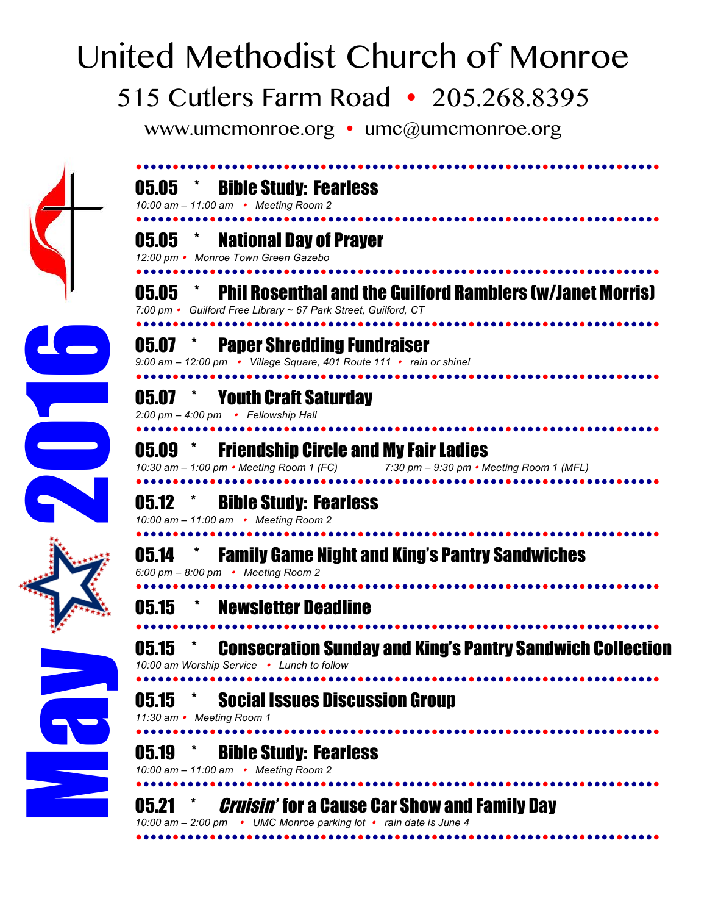# United Methodist Church of Monroe

## 515 Cutlers Farm Road • 205.268.8395

www.umcmonroe.org • umc@umcmonroe.org

**May 2016**

---

### 05.05 * Bible Study: Fearless

*10:00 am – 11:00 am • Meeting Room 2*

---

### 05.05 * National Day of Prayer

*12:00 pm • Monroe Town Green Gazebo*

---

### 05.05 * Phil Rosenthal and the Guilford Ramblers (w/Janet Morris)

*7:00 pm • Guilford Free Library ~ 67 Park Street, Guilford, CT*

---

### 05.07 * Paper Shredding Fundraiser

*9:00 am – 12:00 pm • Village Square, 401 Route 111 • rain or shine!*

---

### 05.07 * Youth Craft Saturday

*2:00 pm – 4:00 pm • Fellowship Hall*

---

### 05.09 * Friendship Circle and My Fair Ladies

*10:30 am – 1:00 pm • Meeting Room 1 (FC) 7:30 pm – 9:30 pm • Meeting Room 1 (MFL)*

---

### 05.12 * Bible Study: Fearless

*10:00 am – 11:00 am • Meeting Room 2*

---

### 05.14 * Family Game Night and King's Pantry Sandwiches

*6:00 pm – 8:00 pm • Meeting Room 2*

---

### 05.15 * Newsletter Deadline

---

### 05.15 * Consecration Sunday and King's Pantry Sandwich Collection

*10:00 am Worship Service • Lunch to follow*

---

### 05.15 * Social Issues Discussion Group

*11:30 am • Meeting Room 1*

---

### 05.19 * Bible Study: Fearless

*10:00 am – 11:00 am • Meeting Room 2*

---

### 05.21 * *Cruisin'* for a Cause Car Show and Family Day

*10:00 am – 2:00 pm • UMC Monroe parking lot • rain date is June 4*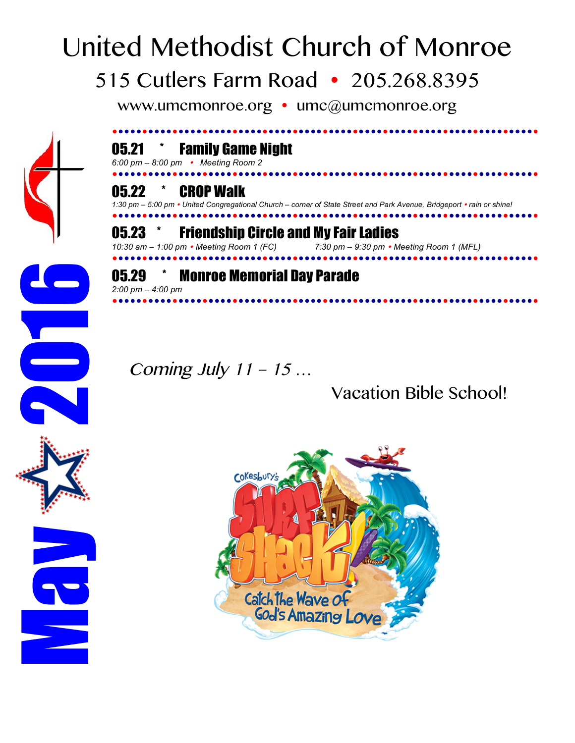# United Methodist Church of Monroe

515 Cutlers Farm Road • 205.268.8395

www.umcmonroe.org • umc@umcmonroe.org

May 2016

## 05.21 * Family Game Night

*6:00 pm – 8:00 pm • Meeting Room 2*

## 05.22 * CROP Walk

*1:30 pm – 5:00 pm • United Congregational Church – corner of State Street and Park Avenue, Bridgeport • rain or shine!*

## 05.23 * Friendship Circle and My Fair Ladies

*10:30 am – 1:00 pm • Meeting Room 1 (FC)*

*7:30 pm – 9:30 pm • Meeting Room 1 (MFL)*

## 05.29 * Monroe Memorial Day Parade

*2:00 pm – 4:00 pm*

*Coming July 11 – 15 …*

Vacation Bible School!

Cokesbury's Surf Shack! Catch the Wave of God's Amazing Love